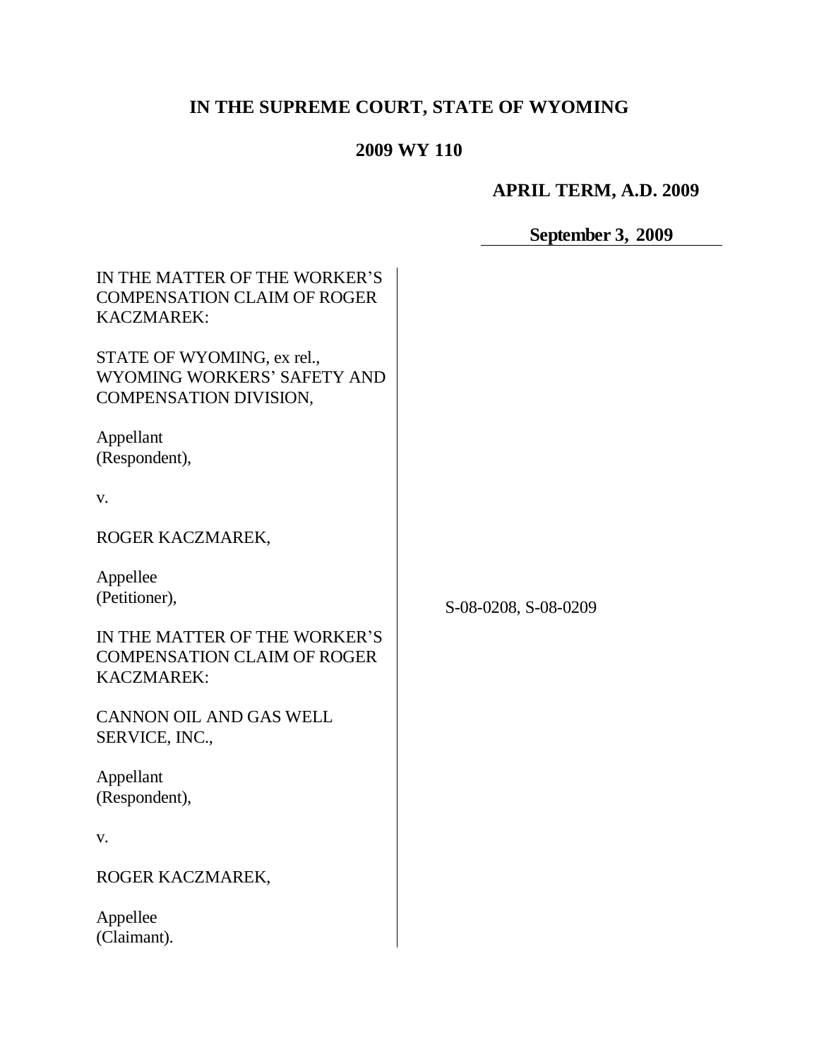# IN THE SUPREME COURT, STATE OF WYOMING

## 2009 WY 110

**APRIL TERM, A.D. 2009**

**September 3, 2009**

IN THE MATTER OF THE WORKER'S COMPENSATION CLAIM OF ROGER KACZMAREK:

STATE OF WYOMING, ex rel., WYOMING WORKERS' SAFETY AND COMPENSATION DIVISION,

Appellant
(Respondent),

v.

ROGER KACZMAREK,

Appellee
(Petitioner),

IN THE MATTER OF THE WORKER'S COMPENSATION CLAIM OF ROGER KACZMAREK:

CANNON OIL AND GAS WELL SERVICE, INC.,

Appellant
(Respondent),

v.

ROGER KACZMAREK,

Appellee
(Claimant).

S-08-0208, S-08-0209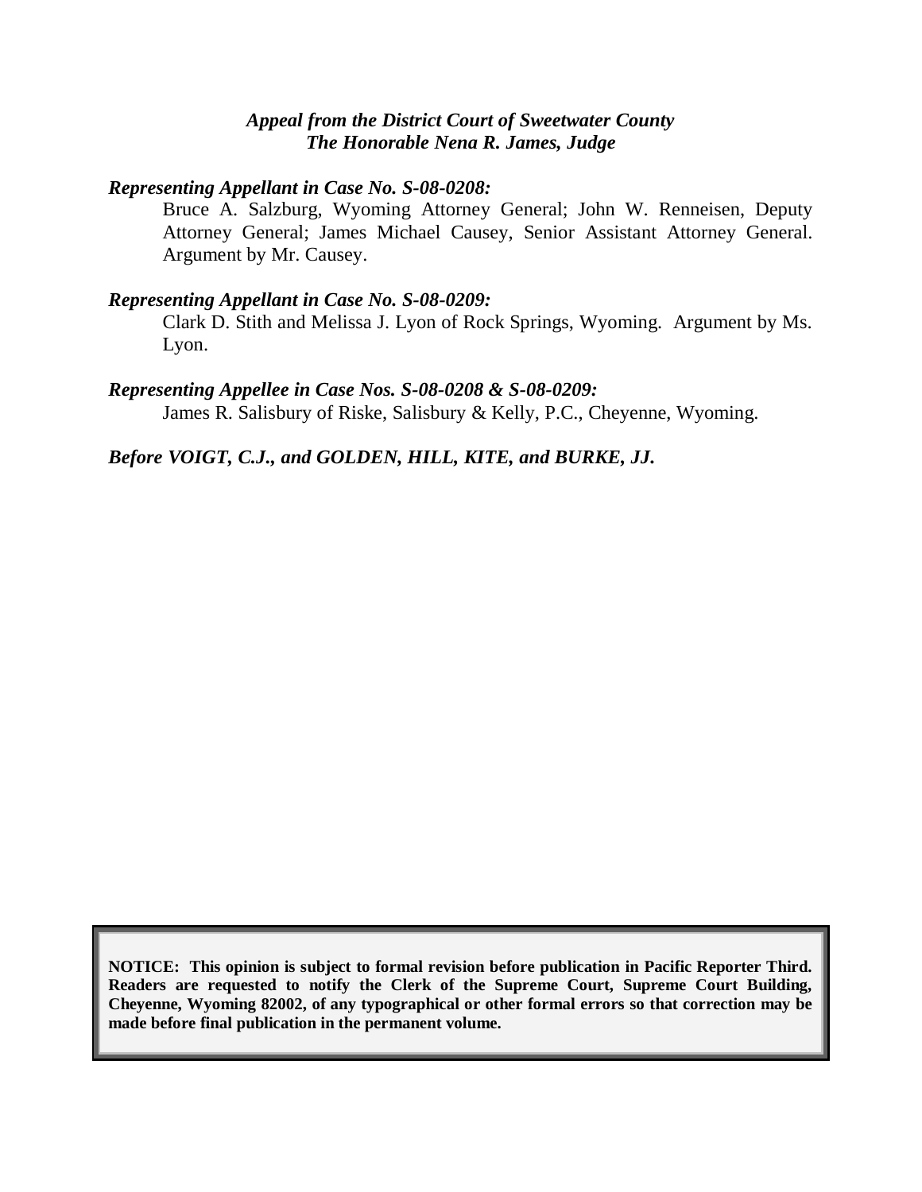*Appeal from the District Court of Sweetwater County*
*The Honorable Nena R. James, Judge*

***Representing Appellant in Case No. S-08-0208:***

Bruce A. Salzburg, Wyoming Attorney General; John W. Renneisen, Deputy Attorney General; James Michael Causey, Senior Assistant Attorney General. Argument by Mr. Causey.

***Representing Appellant in Case No. S-08-0209:***

Clark D. Stith and Melissa J. Lyon of Rock Springs, Wyoming. Argument by Ms. Lyon.

***Representing Appellee in Case Nos. S-08-0208 & S-08-0209:***

James R. Salisbury of Riske, Salisbury & Kelly, P.C., Cheyenne, Wyoming.

***Before VOIGT, C.J., and GOLDEN, HILL, KITE, and BURKE, JJ.***

**NOTICE: This opinion is subject to formal revision before publication in Pacific Reporter Third. Readers are requested to notify the Clerk of the Supreme Court, Supreme Court Building, Cheyenne, Wyoming 82002, of any typographical or other formal errors so that correction may be made before final publication in the permanent volume.**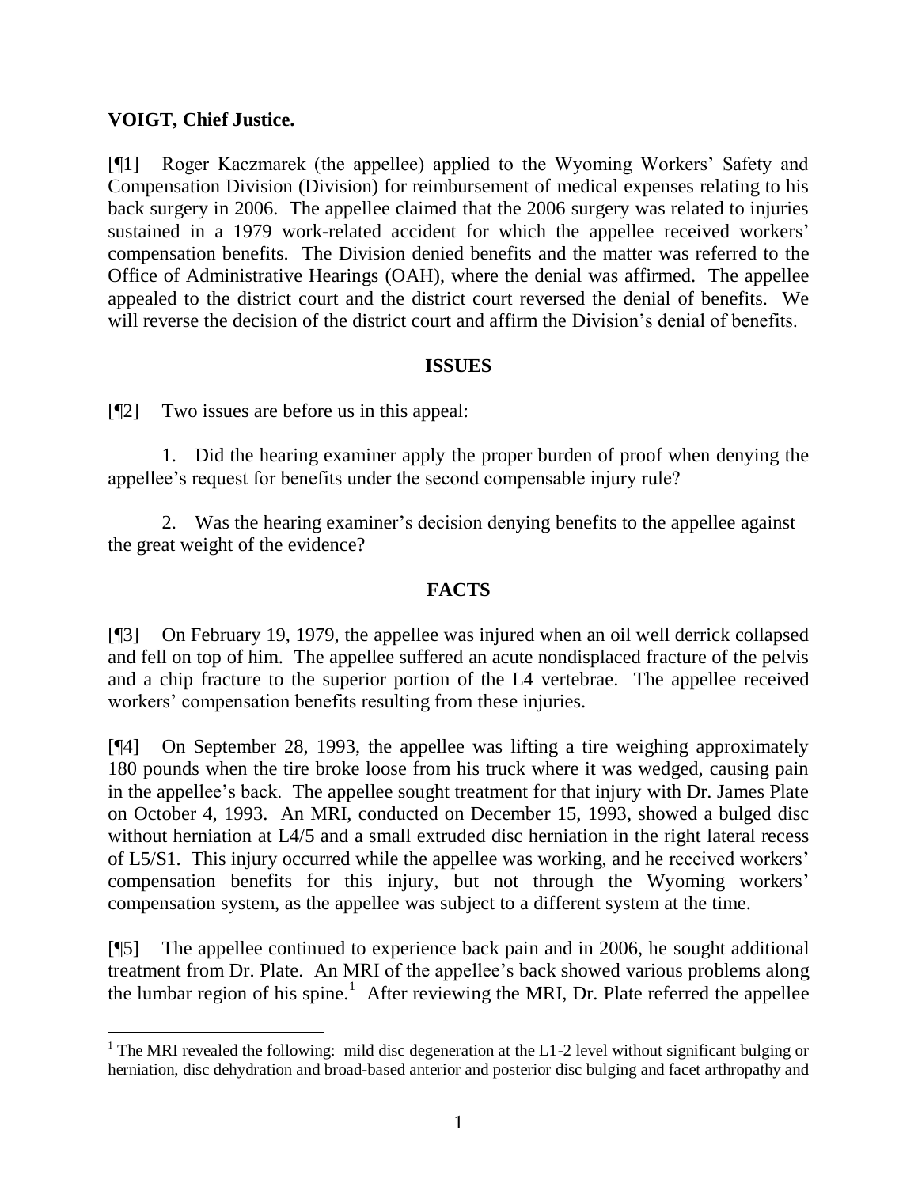**VOIGT, Chief Justice.**

[¶1] Roger Kaczmarek (the appellee) applied to the Wyoming Workers' Safety and Compensation Division (Division) for reimbursement of medical expenses relating to his back surgery in 2006. The appellee claimed that the 2006 surgery was related to injuries sustained in a 1979 work-related accident for which the appellee received workers' compensation benefits. The Division denied benefits and the matter was referred to the Office of Administrative Hearings (OAH), where the denial was affirmed. The appellee appealed to the district court and the district court reversed the denial of benefits. We will reverse the decision of the district court and affirm the Division's denial of benefits.

## ISSUES

[¶2] Two issues are before us in this appeal:

1. Did the hearing examiner apply the proper burden of proof when denying the appellee's request for benefits under the second compensable injury rule?

2. Was the hearing examiner's decision denying benefits to the appellee against the great weight of the evidence?

## FACTS

[¶3] On February 19, 1979, the appellee was injured when an oil well derrick collapsed and fell on top of him. The appellee suffered an acute nondisplaced fracture of the pelvis and a chip fracture to the superior portion of the L4 vertebrae. The appellee received workers' compensation benefits resulting from these injuries.

[¶4] On September 28, 1993, the appellee was lifting a tire weighing approximately 180 pounds when the tire broke loose from his truck where it was wedged, causing pain in the appellee's back. The appellee sought treatment for that injury with Dr. James Plate on October 4, 1993. An MRI, conducted on December 15, 1993, showed a bulged disc without herniation at L4/5 and a small extruded disc herniation in the right lateral recess of L5/S1. This injury occurred while the appellee was working, and he received workers' compensation benefits for this injury, but not through the Wyoming workers' compensation system, as the appellee was subject to a different system at the time.

[¶5] The appellee continued to experience back pain and in 2006, he sought additional treatment from Dr. Plate. An MRI of the appellee's back showed various problems along the lumbar region of his spine.[1] After reviewing the MRI, Dr. Plate referred the appellee

[1] The MRI revealed the following: mild disc degeneration at the L1-2 level without significant bulging or herniation, disc dehydration and broad-based anterior and posterior disc bulging and facet arthropathy and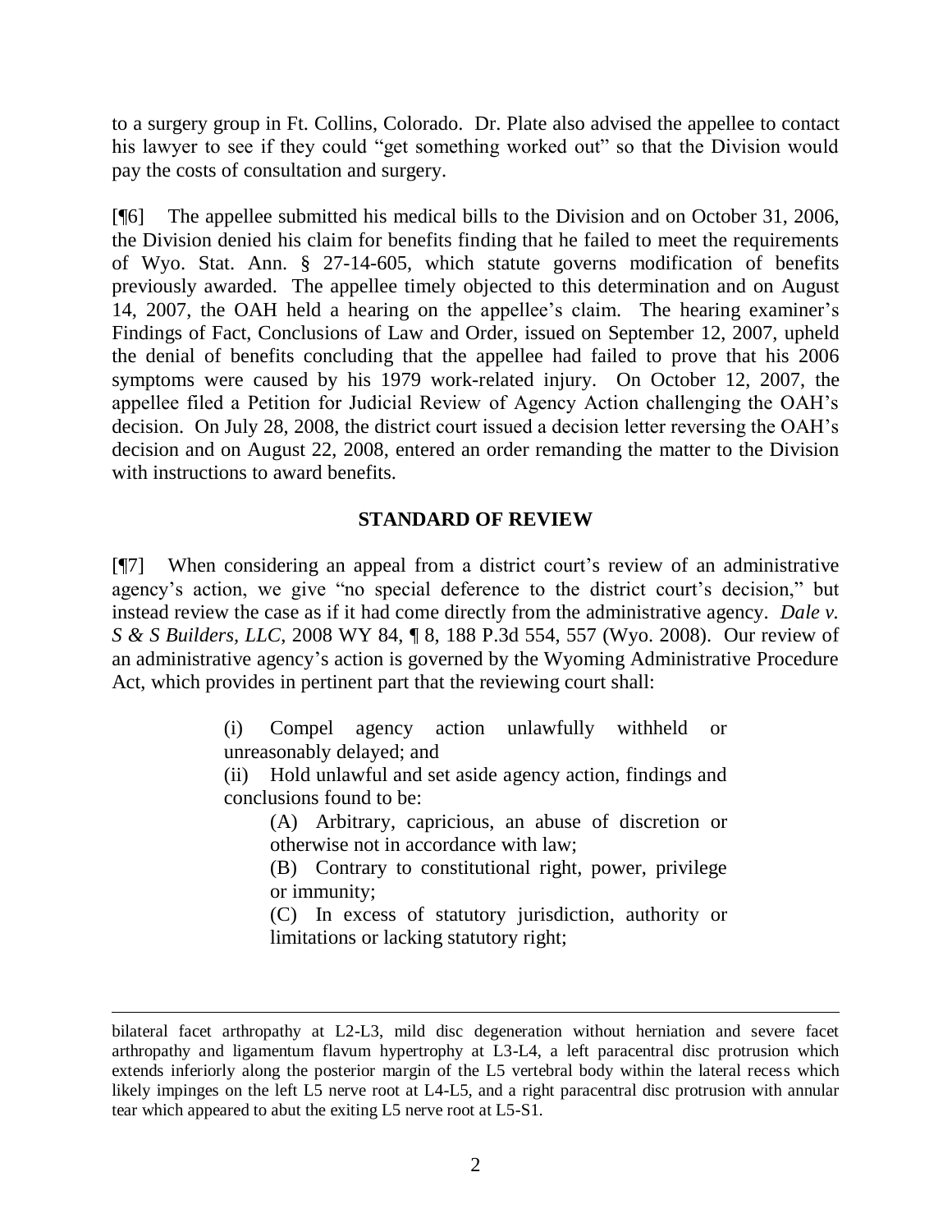to a surgery group in Ft. Collins, Colorado. Dr. Plate also advised the appellee to contact his lawyer to see if they could "get something worked out" so that the Division would pay the costs of consultation and surgery.

[¶6] The appellee submitted his medical bills to the Division and on October 31, 2006, the Division denied his claim for benefits finding that he failed to meet the requirements of Wyo. Stat. Ann. § 27-14-605, which statute governs modification of benefits previously awarded. The appellee timely objected to this determination and on August 14, 2007, the OAH held a hearing on the appellee's claim. The hearing examiner's Findings of Fact, Conclusions of Law and Order, issued on September 12, 2007, upheld the denial of benefits concluding that the appellee had failed to prove that his 2006 symptoms were caused by his 1979 work-related injury. On October 12, 2007, the appellee filed a Petition for Judicial Review of Agency Action challenging the OAH's decision. On July 28, 2008, the district court issued a decision letter reversing the OAH's decision and on August 22, 2008, entered an order remanding the matter to the Division with instructions to award benefits.

## STANDARD OF REVIEW

[¶7] When considering an appeal from a district court's review of an administrative agency's action, we give "no special deference to the district court's decision," but instead review the case as if it had come directly from the administrative agency. *Dale v. S & S Builders, LLC*, 2008 WY 84, ¶ 8, 188 P.3d 554, 557 (Wyo. 2008). Our review of an administrative agency's action is governed by the Wyoming Administrative Procedure Act, which provides in pertinent part that the reviewing court shall:

> (i) Compel agency action unlawfully withheld or unreasonably delayed; and
>
> (ii) Hold unlawful and set aside agency action, findings and conclusions found to be:
>
> > (A) Arbitrary, capricious, an abuse of discretion or otherwise not in accordance with law;
> >
> > (B) Contrary to constitutional right, power, privilege or immunity;
> >
> > (C) In excess of statutory jurisdiction, authority or limitations or lacking statutory right;

---

bilateral facet arthropathy at L2-L3, mild disc degeneration without herniation and severe facet arthropathy and ligamentum flavum hypertrophy at L3-L4, a left paracentral disc protrusion which extends inferiorly along the posterior margin of the L5 vertebral body within the lateral recess which likely impinges on the left L5 nerve root at L4-L5, and a right paracentral disc protrusion with annular tear which appeared to abut the exiting L5 nerve root at L5-S1.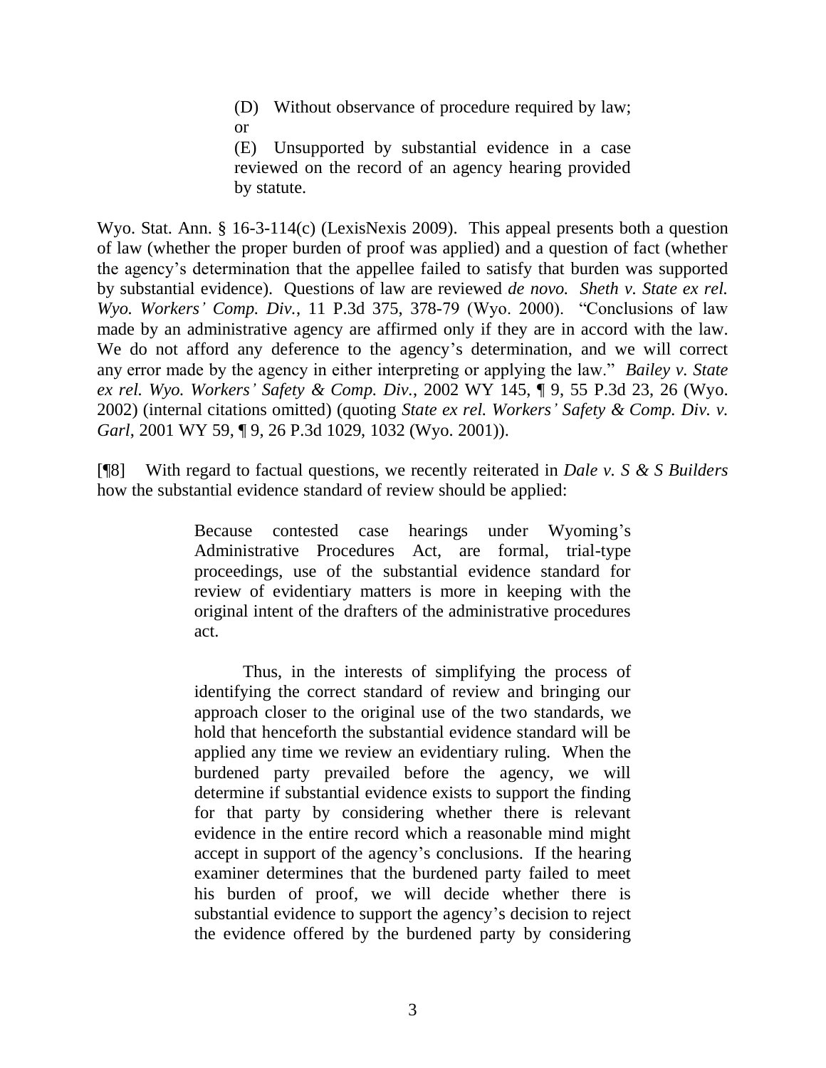> (D) Without observance of procedure required by law; or
>
> (E) Unsupported by substantial evidence in a case reviewed on the record of an agency hearing provided by statute.

Wyo. Stat. Ann. § 16-3-114(c) (LexisNexis 2009). This appeal presents both a question of law (whether the proper burden of proof was applied) and a question of fact (whether the agency's determination that the appellee failed to satisfy that burden was supported by substantial evidence). Questions of law are reviewed *de novo. Sheth v. State ex rel. Wyo. Workers' Comp. Div.*, 11 P.3d 375, 378-79 (Wyo. 2000). "Conclusions of law made by an administrative agency are affirmed only if they are in accord with the law. We do not afford any deference to the agency's determination, and we will correct any error made by the agency in either interpreting or applying the law." *Bailey v. State ex rel. Wyo. Workers' Safety & Comp. Div.*, 2002 WY 145, ¶ 9, 55 P.3d 23, 26 (Wyo. 2002) (internal citations omitted) (quoting *State ex rel. Workers' Safety & Comp. Div. v. Garl*, 2001 WY 59, ¶ 9, 26 P.3d 1029, 1032 (Wyo. 2001)).

[¶8] With regard to factual questions, we recently reiterated in *Dale v. S & S Builders* how the substantial evidence standard of review should be applied:

> Because contested case hearings under Wyoming's Administrative Procedures Act, are formal, trial-type proceedings, use of the substantial evidence standard for review of evidentiary matters is more in keeping with the original intent of the drafters of the administrative procedures act.
>
> Thus, in the interests of simplifying the process of identifying the correct standard of review and bringing our approach closer to the original use of the two standards, we hold that henceforth the substantial evidence standard will be applied any time we review an evidentiary ruling. When the burdened party prevailed before the agency, we will determine if substantial evidence exists to support the finding for that party by considering whether there is relevant evidence in the entire record which a reasonable mind might accept in support of the agency's conclusions. If the hearing examiner determines that the burdened party failed to meet his burden of proof, we will decide whether there is substantial evidence to support the agency's decision to reject the evidence offered by the burdened party by considering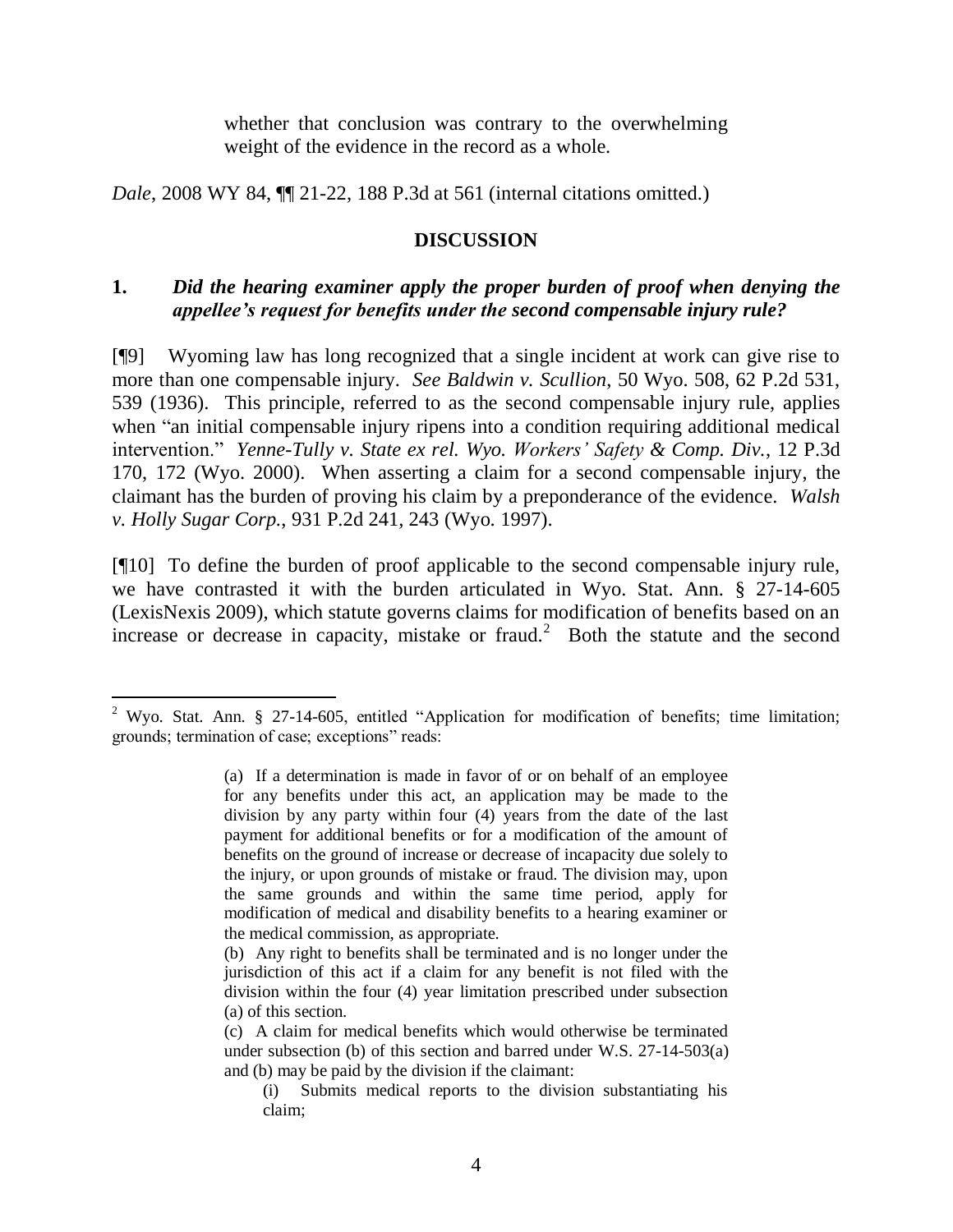> whether that conclusion was contrary to the overwhelming weight of the evidence in the record as a whole.

*Dale*, 2008 WY 84, ¶¶ 21-22, 188 P.3d at 561 (internal citations omitted.)

## DISCUSSION

### 1. *Did the hearing examiner apply the proper burden of proof when denying the appellee's request for benefits under the second compensable injury rule?*

[¶9] Wyoming law has long recognized that a single incident at work can give rise to more than one compensable injury. *See Baldwin v. Scullion*, 50 Wyo. 508, 62 P.2d 531, 539 (1936). This principle, referred to as the second compensable injury rule, applies when "an initial compensable injury ripens into a condition requiring additional medical intervention." *Yenne-Tully v. State ex rel. Wyo. Workers' Safety & Comp. Div.*, 12 P.3d 170, 172 (Wyo. 2000). When asserting a claim for a second compensable injury, the claimant has the burden of proving his claim by a preponderance of the evidence. *Walsh v. Holly Sugar Corp.*, 931 P.2d 241, 243 (Wyo. 1997).

[¶10] To define the burden of proof applicable to the second compensable injury rule, we have contrasted it with the burden articulated in Wyo. Stat. Ann. § 27-14-605 (LexisNexis 2009), which statute governs claims for modification of benefits based on an increase or decrease in capacity, mistake or fraud.[2] Both the statute and the second

---

[2] Wyo. Stat. Ann. § 27-14-605, entitled "Application for modification of benefits; time limitation; grounds; termination of case; exceptions" reads:

> (a) If a determination is made in favor of or on behalf of an employee for any benefits under this act, an application may be made to the division by any party within four (4) years from the date of the last payment for additional benefits or for a modification of the amount of benefits on the ground of increase or decrease of incapacity due solely to the injury, or upon grounds of mistake or fraud. The division may, upon the same grounds and within the same time period, apply for modification of medical and disability benefits to a hearing examiner or the medical commission, as appropriate.
>
> (b) Any right to benefits shall be terminated and is no longer under the jurisdiction of this act if a claim for any benefit is not filed with the division within the four (4) year limitation prescribed under subsection (a) of this section.
>
> (c) A claim for medical benefits which would otherwise be terminated under subsection (b) of this section and barred under W.S. 27-14-503(a) and (b) may be paid by the division if the claimant:
>
> (i) Submits medical reports to the division substantiating his claim;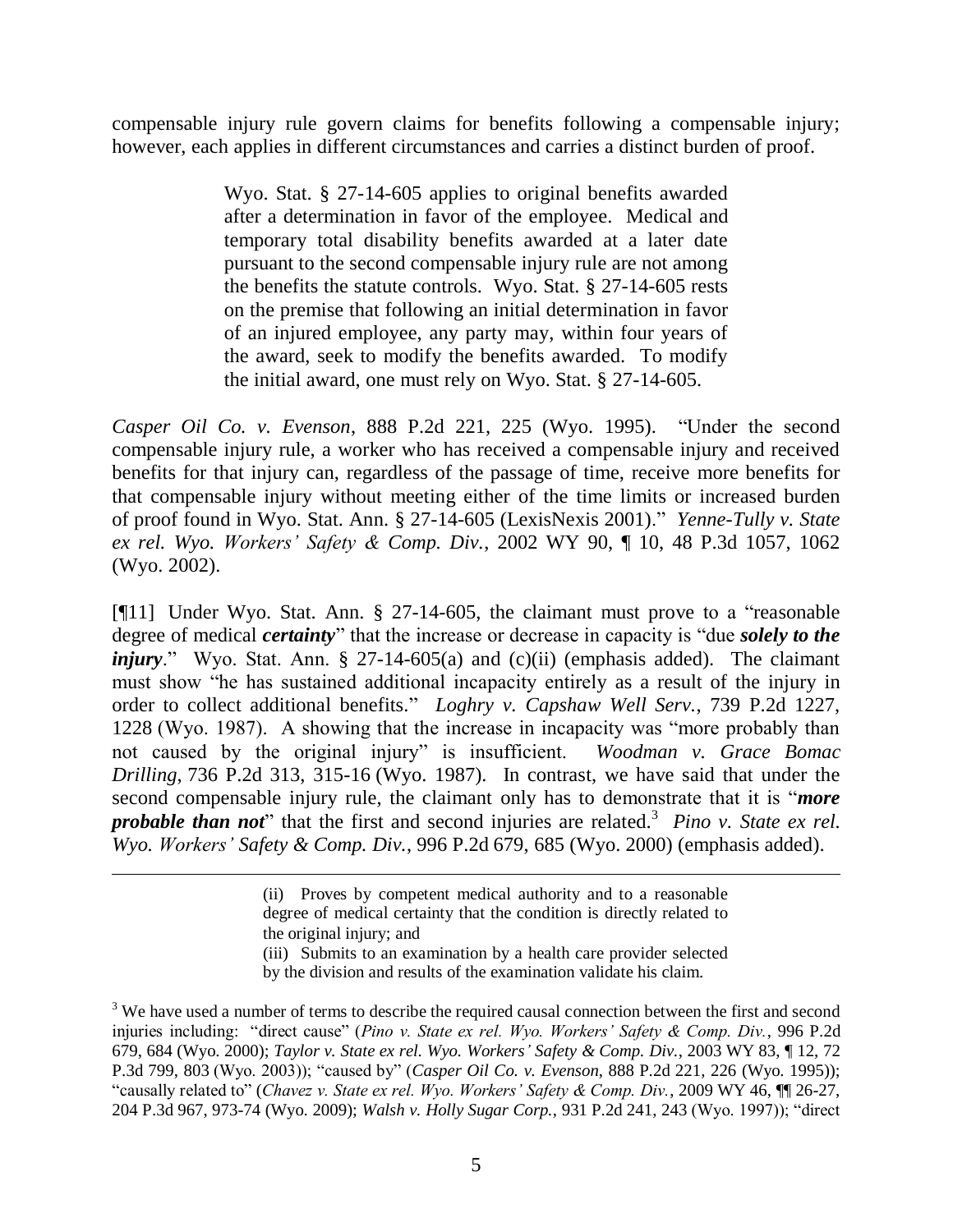compensable injury rule govern claims for benefits following a compensable injury; however, each applies in different circumstances and carries a distinct burden of proof.

> Wyo. Stat. § 27-14-605 applies to original benefits awarded after a determination in favor of the employee. Medical and temporary total disability benefits awarded at a later date pursuant to the second compensable injury rule are not among the benefits the statute controls. Wyo. Stat. § 27-14-605 rests on the premise that following an initial determination in favor of an injured employee, any party may, within four years of the award, seek to modify the benefits awarded. To modify the initial award, one must rely on Wyo. Stat. § 27-14-605.

*Casper Oil Co. v. Evenson*, 888 P.2d 221, 225 (Wyo. 1995). "Under the second compensable injury rule, a worker who has received a compensable injury and received benefits for that injury can, regardless of the passage of time, receive more benefits for that compensable injury without meeting either of the time limits or increased burden of proof found in Wyo. Stat. Ann. § 27-14-605 (LexisNexis 2001)." *Yenne-Tully v. State ex rel. Wyo. Workers' Safety & Comp. Div.*, 2002 WY 90, ¶ 10, 48 P.3d 1057, 1062 (Wyo. 2002).

[¶11] Under Wyo. Stat. Ann. § 27-14-605, the claimant must prove to a "reasonable degree of medical ***certainty***" that the increase or decrease in capacity is "due ***solely to the injury***." Wyo. Stat. Ann. § 27-14-605(a) and (c)(ii) (emphasis added). The claimant must show "he has sustained additional incapacity entirely as a result of the injury in order to collect additional benefits." *Loghry v. Capshaw Well Serv.*, 739 P.2d 1227, 1228 (Wyo. 1987). A showing that the increase in incapacity was "more probably than not caused by the original injury" is insufficient. *Woodman v. Grace Bomac Drilling*, 736 P.2d 313, 315-16 (Wyo. 1987). In contrast, we have said that under the second compensable injury rule, the claimant only has to demonstrate that it is "***more probable than not***" that the first and second injuries are related.[3] *Pino v. State ex rel. Wyo. Workers' Safety & Comp. Div.*, 996 P.2d 679, 685 (Wyo. 2000) (emphasis added).

---

> (ii) Proves by competent medical authority and to a reasonable degree of medical certainty that the condition is directly related to the original injury; and
>
> (iii) Submits to an examination by a health care provider selected by the division and results of the examination validate his claim.

[3] We have used a number of terms to describe the required causal connection between the first and second injuries including: "direct cause" (*Pino v. State ex rel. Wyo. Workers' Safety & Comp. Div.*, 996 P.2d 679, 684 (Wyo. 2000); *Taylor v. State ex rel. Wyo. Workers' Safety & Comp. Div.*, 2003 WY 83, ¶ 12, 72 P.3d 799, 803 (Wyo. 2003)); "caused by" (*Casper Oil Co. v. Evenson*, 888 P.2d 221, 226 (Wyo. 1995)); "causally related to" (*Chavez v. State ex rel. Wyo. Workers' Safety & Comp. Div.*, 2009 WY 46, ¶¶ 26-27, 204 P.3d 967, 973-74 (Wyo. 2009); *Walsh v. Holly Sugar Corp.*, 931 P.2d 241, 243 (Wyo. 1997)); "direct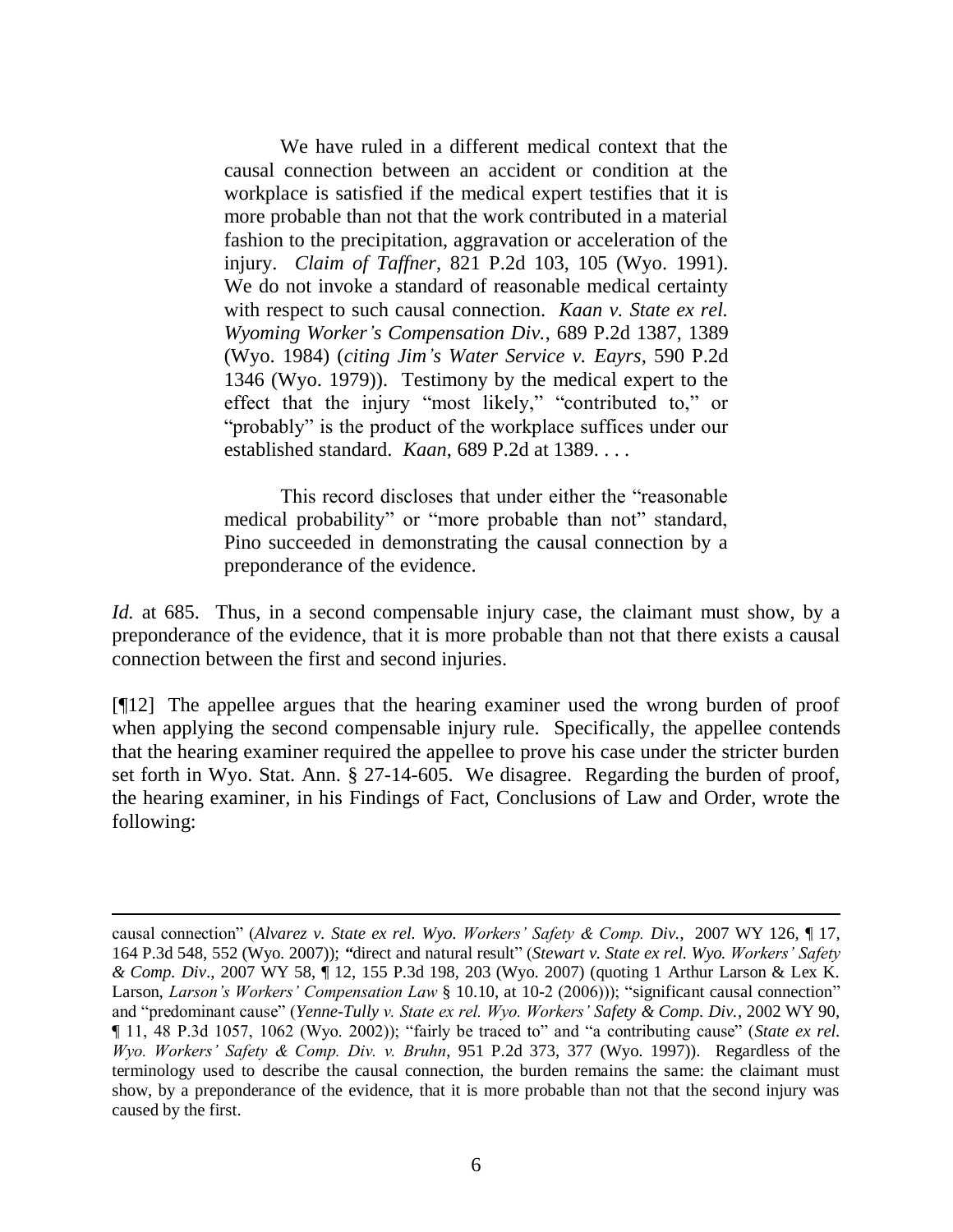> We have ruled in a different medical context that the causal connection between an accident or condition at the workplace is satisfied if the medical expert testifies that it is more probable than not that the work contributed in a material fashion to the precipitation, aggravation or acceleration of the injury. *Claim of Taffner*, 821 P.2d 103, 105 (Wyo. 1991). We do not invoke a standard of reasonable medical certainty with respect to such causal connection. *Kaan v. State ex rel. Wyoming Worker's Compensation Div.*, 689 P.2d 1387, 1389 (Wyo. 1984) (*citing Jim's Water Service v. Eayrs*, 590 P.2d 1346 (Wyo. 1979)). Testimony by the medical expert to the effect that the injury "most likely," "contributed to," or "probably" is the product of the workplace suffices under our established standard. *Kaan*, 689 P.2d at 1389. . . .
>
> This record discloses that under either the "reasonable medical probability" or "more probable than not" standard, Pino succeeded in demonstrating the causal connection by a preponderance of the evidence.

*Id.* at 685. Thus, in a second compensable injury case, the claimant must show, by a preponderance of the evidence, that it is more probable than not that there exists a causal connection between the first and second injuries.

[¶12] The appellee argues that the hearing examiner used the wrong burden of proof when applying the second compensable injury rule. Specifically, the appellee contends that the hearing examiner required the appellee to prove his case under the stricter burden set forth in Wyo. Stat. Ann. § 27-14-605. We disagree. Regarding the burden of proof, the hearing examiner, in his Findings of Fact, Conclusions of Law and Order, wrote the following:

---

causal connection" (*Alvarez v. State ex rel. Wyo. Workers' Safety & Comp. Div.*, 2007 WY 126, ¶ 17, 164 P.3d 548, 552 (Wyo. 2007)); "direct and natural result" (*Stewart v. State ex rel. Wyo. Workers' Safety & Comp. Div.*, 2007 WY 58, ¶ 12, 155 P.3d 198, 203 (Wyo. 2007) (quoting 1 Arthur Larson & Lex K. Larson, *Larson's Workers' Compensation Law* § 10.10, at 10-2 (2006))); "significant causal connection" and "predominant cause" (*Yenne-Tully v. State ex rel. Wyo. Workers' Safety & Comp. Div.*, 2002 WY 90, ¶ 11, 48 P.3d 1057, 1062 (Wyo. 2002)); "fairly be traced to" and "a contributing cause" (*State ex rel. Wyo. Workers' Safety & Comp. Div. v. Bruhn*, 951 P.2d 373, 377 (Wyo. 1997)). Regardless of the terminology used to describe the causal connection, the burden remains the same: the claimant must show, by a preponderance of the evidence, that it is more probable than not that the second injury was caused by the first.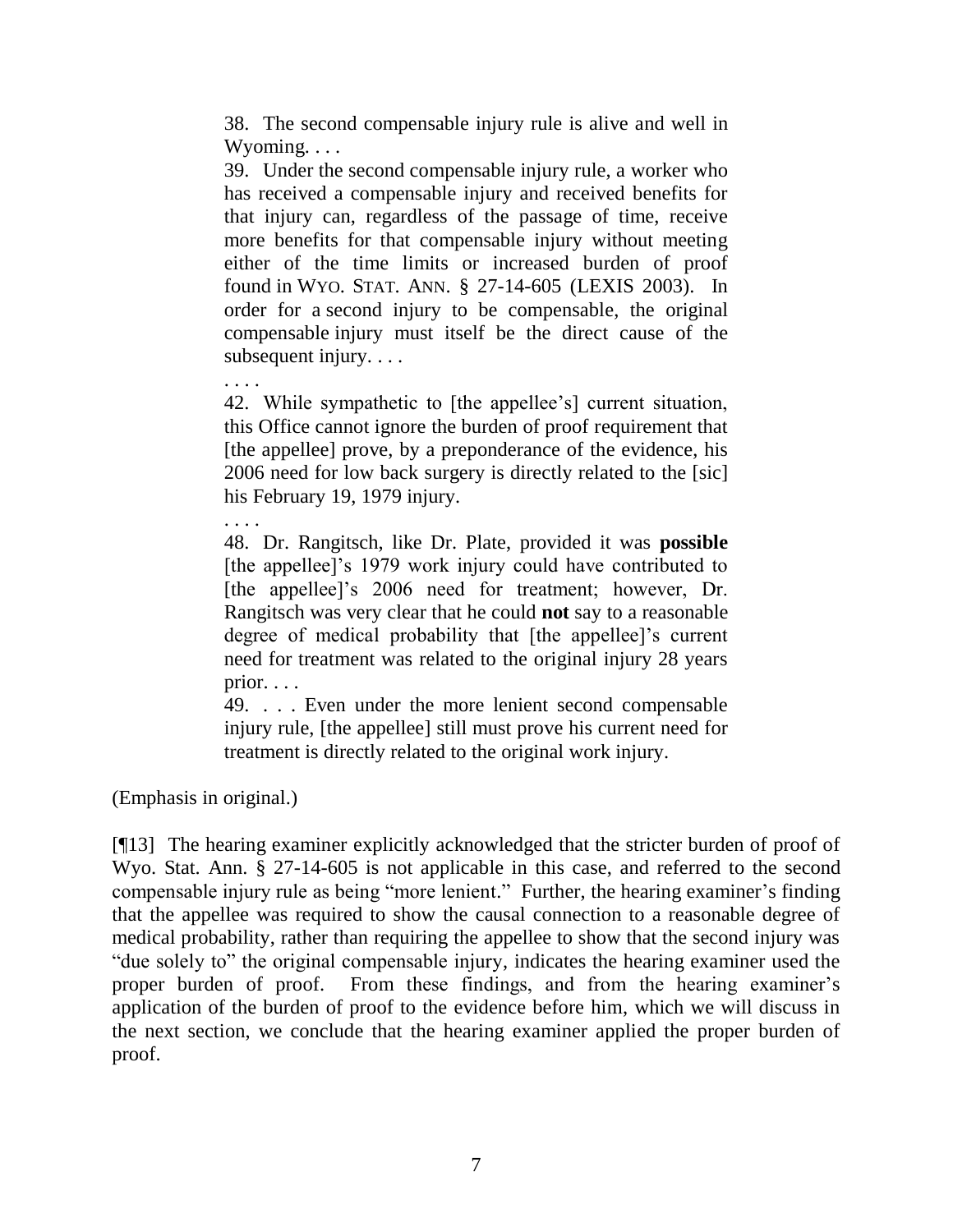> 38. The second compensable injury rule is alive and well in Wyoming. . . .
>
> 39. Under the second compensable injury rule, a worker who has received a compensable injury and received benefits for that injury can, regardless of the passage of time, receive more benefits for that compensable injury without meeting either of the time limits or increased burden of proof found in WYO. STAT. ANN. § 27-14-605 (LEXIS 2003). In order for a second injury to be compensable, the original compensable injury must itself be the direct cause of the subsequent injury. . . .
>
> . . . .
>
> 42. While sympathetic to [the appellee's] current situation, this Office cannot ignore the burden of proof requirement that [the appellee] prove, by a preponderance of the evidence, his 2006 need for low back surgery is directly related to the [sic] his February 19, 1979 injury.
>
> . . . .
>
> 48. Dr. Rangitsch, like Dr. Plate, provided it was **possible** [the appellee]'s 1979 work injury could have contributed to [the appellee]'s 2006 need for treatment; however, Dr. Rangitsch was very clear that he could **not** say to a reasonable degree of medical probability that [the appellee]'s current need for treatment was related to the original injury 28 years prior. . . .
>
> 49. . . . Even under the more lenient second compensable injury rule, [the appellee] still must prove his current need for treatment is directly related to the original work injury.

(Emphasis in original.)

[¶13] The hearing examiner explicitly acknowledged that the stricter burden of proof of Wyo. Stat. Ann. § 27-14-605 is not applicable in this case, and referred to the second compensable injury rule as being "more lenient." Further, the hearing examiner's finding that the appellee was required to show the causal connection to a reasonable degree of medical probability, rather than requiring the appellee to show that the second injury was "due solely to" the original compensable injury, indicates the hearing examiner used the proper burden of proof. From these findings, and from the hearing examiner's application of the burden of proof to the evidence before him, which we will discuss in the next section, we conclude that the hearing examiner applied the proper burden of proof.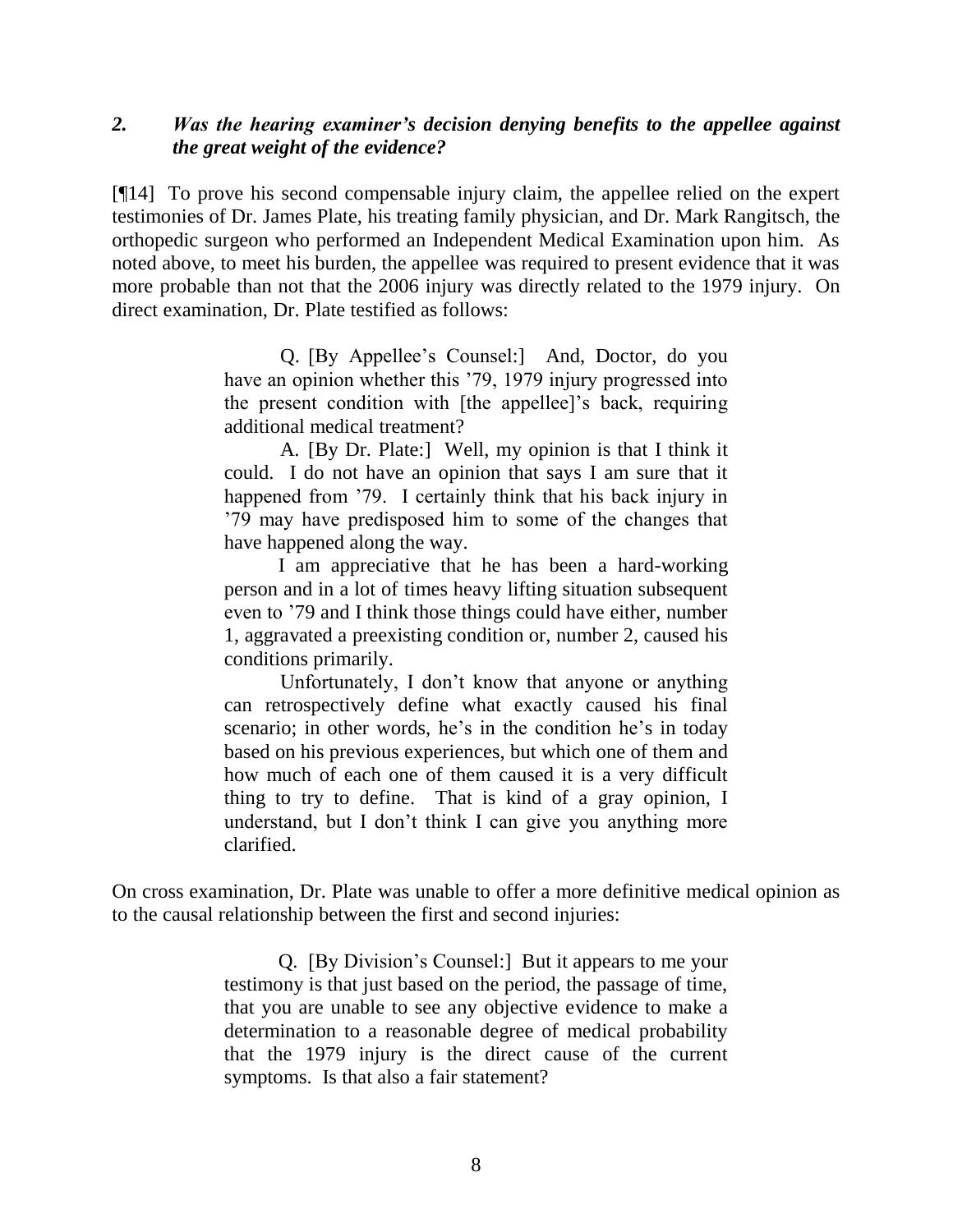## 2. ***Was the hearing examiner's decision denying benefits to the appellee against the great weight of the evidence?***

[¶14] To prove his second compensable injury claim, the appellee relied on the expert testimonies of Dr. James Plate, his treating family physician, and Dr. Mark Rangitsch, the orthopedic surgeon who performed an Independent Medical Examination upon him. As noted above, to meet his burden, the appellee was required to present evidence that it was more probable than not that the 2006 injury was directly related to the 1979 injury. On direct examination, Dr. Plate testified as follows:

> Q. [By Appellee's Counsel:] And, Doctor, do you have an opinion whether this '79, 1979 injury progressed into the present condition with [the appellee]'s back, requiring additional medical treatment?
>
> A. [By Dr. Plate:] Well, my opinion is that I think it could. I do not have an opinion that says I am sure that it happened from '79. I certainly think that his back injury in '79 may have predisposed him to some of the changes that have happened along the way.
>
> I am appreciative that he has been a hard-working person and in a lot of times heavy lifting situation subsequent even to '79 and I think those things could have either, number 1, aggravated a preexisting condition or, number 2, caused his conditions primarily.
>
> Unfortunately, I don't know that anyone or anything can retrospectively define what exactly caused his final scenario; in other words, he's in the condition he's in today based on his previous experiences, but which one of them and how much of each one of them caused it is a very difficult thing to try to define. That is kind of a gray opinion, I understand, but I don't think I can give you anything more clarified.

On cross examination, Dr. Plate was unable to offer a more definitive medical opinion as to the causal relationship between the first and second injuries:

> Q. [By Division's Counsel:] But it appears to me your testimony is that just based on the period, the passage of time, that you are unable to see any objective evidence to make a determination to a reasonable degree of medical probability that the 1979 injury is the direct cause of the current symptoms. Is that also a fair statement?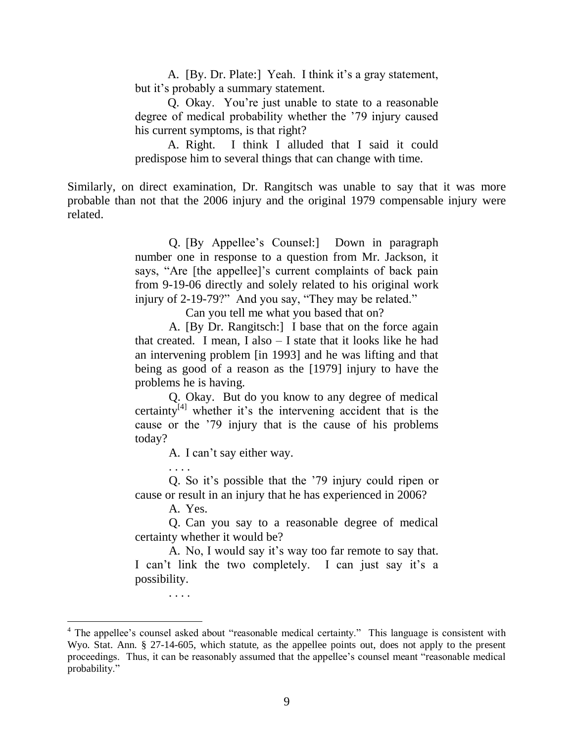> A. [By. Dr. Plate:] Yeah. I think it's a gray statement, but it's probably a summary statement.
>
> Q. Okay. You're just unable to state to a reasonable degree of medical probability whether the '79 injury caused his current symptoms, is that right?
>
> A. Right. I think I alluded that I said it could predispose him to several things that can change with time.

Similarly, on direct examination, Dr. Rangitsch was unable to say that it was more probable than not that the 2006 injury and the original 1979 compensable injury were related.

> Q. [By Appellee's Counsel:] Down in paragraph number one in response to a question from Mr. Jackson, it says, "Are [the appellee]'s current complaints of back pain from 9-19-06 directly and solely related to his original work injury of 2-19-79?" And you say, "They may be related."
>
> Can you tell me what you based that on?
>
> A. [By Dr. Rangitsch:] I base that on the force again that created. I mean, I also – I state that it looks like he had an intervening problem [in 1993] and he was lifting and that being as good of a reason as the [1979] injury to have the problems he is having.
>
> Q. Okay. But do you know to any degree of medical certainty[4] whether it's the intervening accident that is the cause or the '79 injury that is the cause of his problems today?
>
> A. I can't say either way.
>
> . . . .
>
> Q. So it's possible that the '79 injury could ripen or cause or result in an injury that he has experienced in 2006?
>
> A. Yes.
>
> Q. Can you say to a reasonable degree of medical certainty whether it would be?
>
> A. No, I would say it's way too far remote to say that. I can't link the two completely. I can just say it's a possibility.
>
> . . . .

[4] The appellee's counsel asked about "reasonable medical certainty." This language is consistent with Wyo. Stat. Ann. § 27-14-605, which statute, as the appellee points out, does not apply to the present proceedings. Thus, it can be reasonably assumed that the appellee's counsel meant "reasonable medical probability."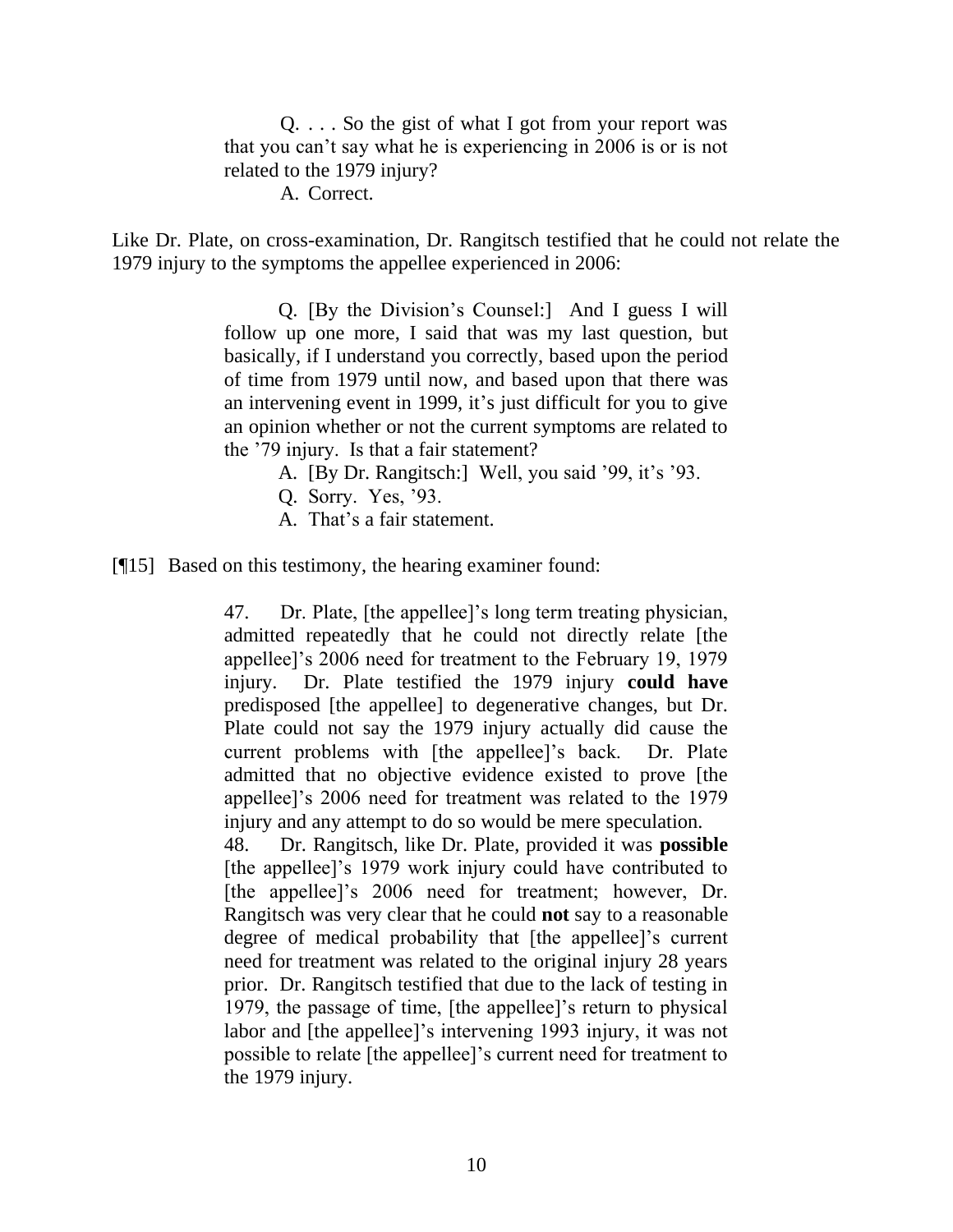> Q. . . . So the gist of what I got from your report was that you can't say what he is experiencing in 2006 is or is not related to the 1979 injury?
>
> A. Correct.

Like Dr. Plate, on cross-examination, Dr. Rangitsch testified that he could not relate the 1979 injury to the symptoms the appellee experienced in 2006:

> Q. [By the Division's Counsel:] And I guess I will follow up one more, I said that was my last question, but basically, if I understand you correctly, based upon the period of time from 1979 until now, and based upon that there was an intervening event in 1999, it's just difficult for you to give an opinion whether or not the current symptoms are related to the '79 injury. Is that a fair statement?
>
> A. [By Dr. Rangitsch:] Well, you said '99, it's '93.
>
> Q. Sorry. Yes, '93.
>
> A. That's a fair statement.

[¶15] Based on this testimony, the hearing examiner found:

> 47. Dr. Plate, [the appellee]'s long term treating physician, admitted repeatedly that he could not directly relate [the appellee]'s 2006 need for treatment to the February 19, 1979 injury. Dr. Plate testified the 1979 injury **could have** predisposed [the appellee] to degenerative changes, but Dr. Plate could not say the 1979 injury actually did cause the current problems with [the appellee]'s back. Dr. Plate admitted that no objective evidence existed to prove [the appellee]'s 2006 need for treatment was related to the 1979 injury and any attempt to do so would be mere speculation.
>
> 48. Dr. Rangitsch, like Dr. Plate, provided it was **possible** [the appellee]'s 1979 work injury could have contributed to [the appellee]'s 2006 need for treatment; however, Dr. Rangitsch was very clear that he could **not** say to a reasonable degree of medical probability that [the appellee]'s current need for treatment was related to the original injury 28 years prior. Dr. Rangitsch testified that due to the lack of testing in 1979, the passage of time, [the appellee]'s return to physical labor and [the appellee]'s intervening 1993 injury, it was not possible to relate [the appellee]'s current need for treatment to the 1979 injury.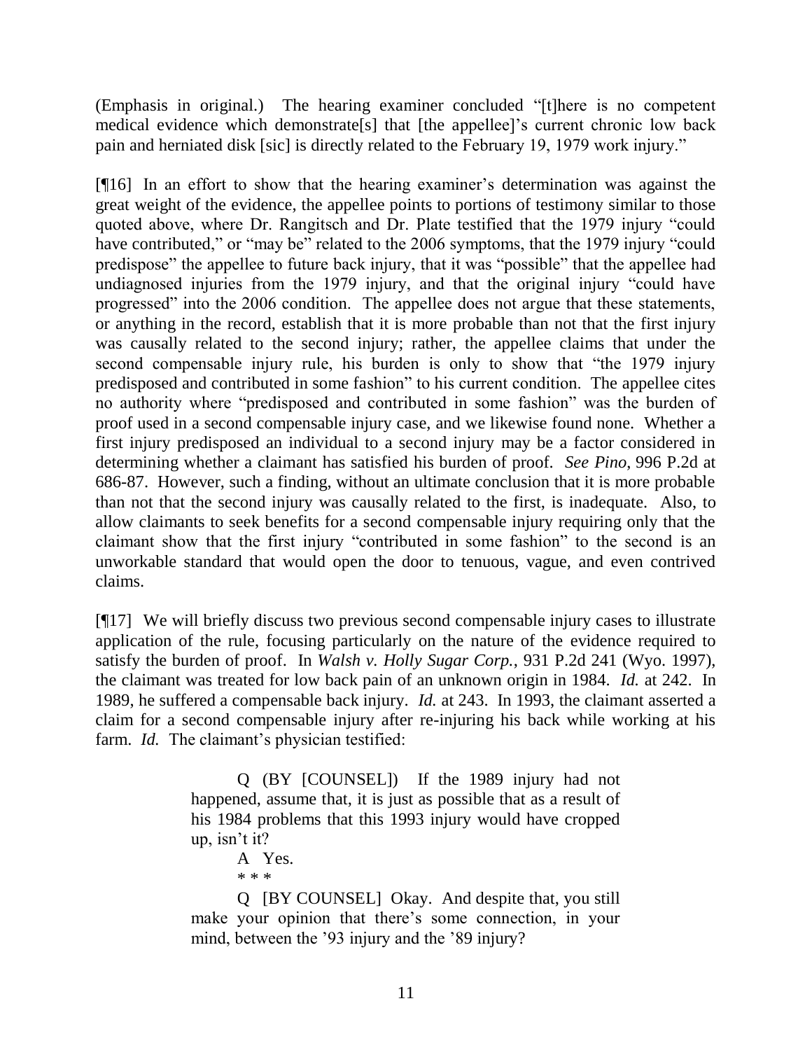(Emphasis in original.) The hearing examiner concluded "[t]here is no competent medical evidence which demonstrate[s] that [the appellee]'s current chronic low back pain and herniated disk [sic] is directly related to the February 19, 1979 work injury."

[¶16] In an effort to show that the hearing examiner's determination was against the great weight of the evidence, the appellee points to portions of testimony similar to those quoted above, where Dr. Rangitsch and Dr. Plate testified that the 1979 injury "could have contributed," or "may be" related to the 2006 symptoms, that the 1979 injury "could predispose" the appellee to future back injury, that it was "possible" that the appellee had undiagnosed injuries from the 1979 injury, and that the original injury "could have progressed" into the 2006 condition. The appellee does not argue that these statements, or anything in the record, establish that it is more probable than not that the first injury was causally related to the second injury; rather, the appellee claims that under the second compensable injury rule, his burden is only to show that "the 1979 injury predisposed and contributed in some fashion" to his current condition. The appellee cites no authority where "predisposed and contributed in some fashion" was the burden of proof used in a second compensable injury case, and we likewise found none. Whether a first injury predisposed an individual to a second injury may be a factor considered in determining whether a claimant has satisfied his burden of proof. *See Pino*, 996 P.2d at 686-87. However, such a finding, without an ultimate conclusion that it is more probable than not that the second injury was causally related to the first, is inadequate. Also, to allow claimants to seek benefits for a second compensable injury requiring only that the claimant show that the first injury "contributed in some fashion" to the second is an unworkable standard that would open the door to tenuous, vague, and even contrived claims.

[¶17] We will briefly discuss two previous second compensable injury cases to illustrate application of the rule, focusing particularly on the nature of the evidence required to satisfy the burden of proof. In *Walsh v. Holly Sugar Corp.*, 931 P.2d 241 (Wyo. 1997), the claimant was treated for low back pain of an unknown origin in 1984. *Id.* at 242. In 1989, he suffered a compensable back injury. *Id.* at 243. In 1993, the claimant asserted a claim for a second compensable injury after re-injuring his back while working at his farm. *Id.* The claimant's physician testified:

> Q (BY [COUNSEL]) If the 1989 injury had not happened, assume that, it is just as possible that as a result of his 1984 problems that this 1993 injury would have cropped up, isn't it?
>
> A Yes.
>
> * * *
>
> Q [BY COUNSEL] Okay. And despite that, you still make your opinion that there's some connection, in your mind, between the '93 injury and the '89 injury?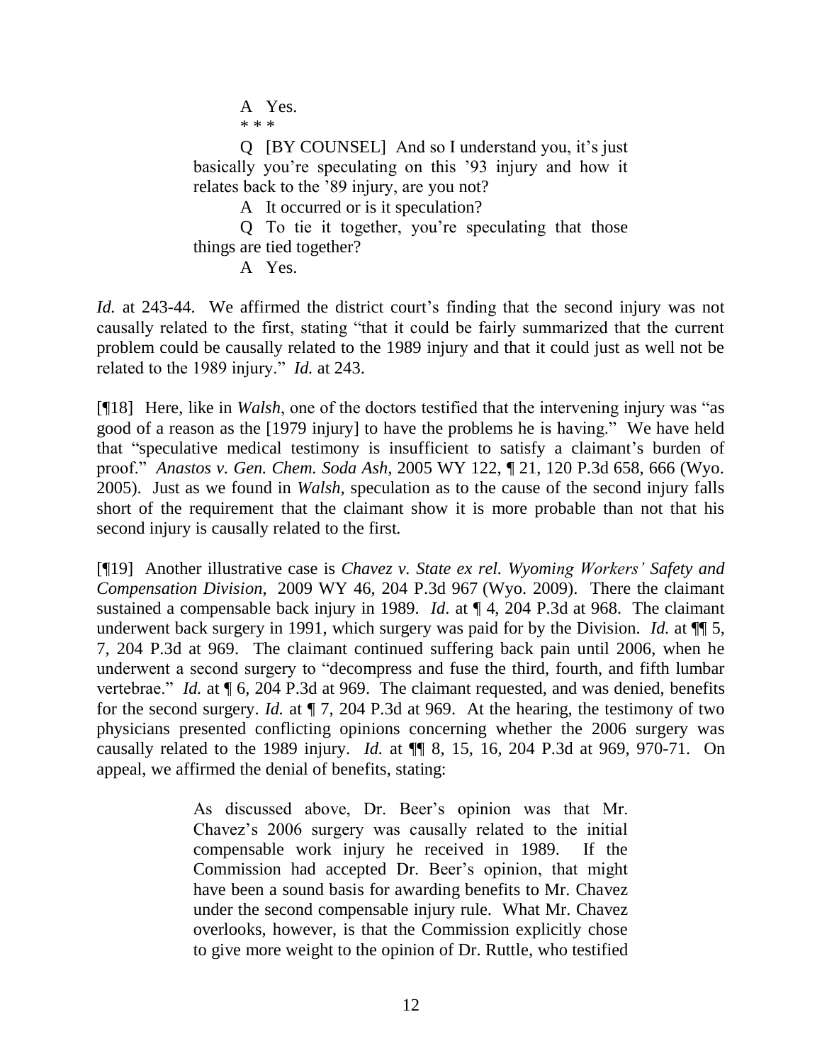> A Yes.
>
> \* \* \*
>
> Q [BY COUNSEL] And so I understand you, it's just basically you're speculating on this '93 injury and how it relates back to the '89 injury, are you not?
>
> A It occurred or is it speculation?
>
> Q To tie it together, you're speculating that those things are tied together?
>
> A Yes.

*Id.* at 243-44. We affirmed the district court's finding that the second injury was not causally related to the first, stating "that it could be fairly summarized that the current problem could be causally related to the 1989 injury and that it could just as well not be related to the 1989 injury." *Id.* at 243.

[¶18] Here, like in *Walsh*, one of the doctors testified that the intervening injury was "as good of a reason as the [1979 injury] to have the problems he is having." We have held that "speculative medical testimony is insufficient to satisfy a claimant's burden of proof." *Anastos v. Gen. Chem. Soda Ash*, 2005 WY 122, ¶ 21, 120 P.3d 658, 666 (Wyo. 2005). Just as we found in *Walsh,* speculation as to the cause of the second injury falls short of the requirement that the claimant show it is more probable than not that his second injury is causally related to the first.

[¶19] Another illustrative case is *Chavez v. State ex rel. Wyoming Workers' Safety and Compensation Division*, 2009 WY 46, 204 P.3d 967 (Wyo. 2009). There the claimant sustained a compensable back injury in 1989. *Id.* at ¶ 4, 204 P.3d at 968. The claimant underwent back surgery in 1991, which surgery was paid for by the Division. *Id.* at ¶¶ 5, 7, 204 P.3d at 969. The claimant continued suffering back pain until 2006, when he underwent a second surgery to "decompress and fuse the third, fourth, and fifth lumbar vertebrae." *Id.* at ¶ 6, 204 P.3d at 969. The claimant requested, and was denied, benefits for the second surgery. *Id.* at ¶ 7, 204 P.3d at 969. At the hearing, the testimony of two physicians presented conflicting opinions concerning whether the 2006 surgery was causally related to the 1989 injury. *Id.* at ¶¶ 8, 15, 16, 204 P.3d at 969, 970-71. On appeal, we affirmed the denial of benefits, stating:

> As discussed above, Dr. Beer's opinion was that Mr. Chavez's 2006 surgery was causally related to the initial compensable work injury he received in 1989. If the Commission had accepted Dr. Beer's opinion, that might have been a sound basis for awarding benefits to Mr. Chavez under the second compensable injury rule. What Mr. Chavez overlooks, however, is that the Commission explicitly chose to give more weight to the opinion of Dr. Ruttle, who testified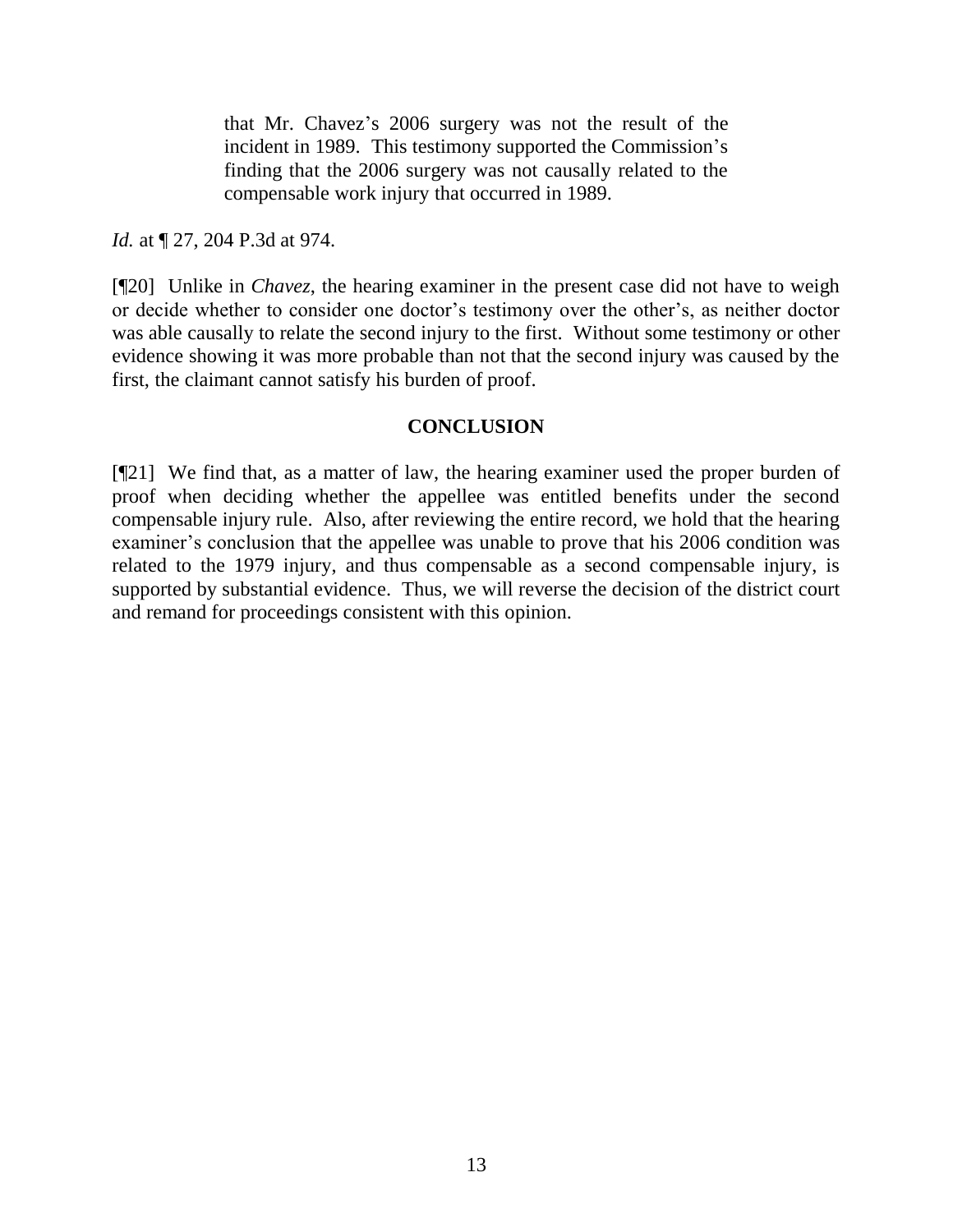> that Mr. Chavez's 2006 surgery was not the result of the incident in 1989. This testimony supported the Commission's finding that the 2006 surgery was not causally related to the compensable work injury that occurred in 1989.

*Id.* at ¶ 27, 204 P.3d at 974.

[¶20] Unlike in *Chavez*, the hearing examiner in the present case did not have to weigh or decide whether to consider one doctor's testimony over the other's, as neither doctor was able causally to relate the second injury to the first. Without some testimony or other evidence showing it was more probable than not that the second injury was caused by the first, the claimant cannot satisfy his burden of proof.

## CONCLUSION

[¶21] We find that, as a matter of law, the hearing examiner used the proper burden of proof when deciding whether the appellee was entitled benefits under the second compensable injury rule. Also, after reviewing the entire record, we hold that the hearing examiner's conclusion that the appellee was unable to prove that his 2006 condition was related to the 1979 injury, and thus compensable as a second compensable injury, is supported by substantial evidence. Thus, we will reverse the decision of the district court and remand for proceedings consistent with this opinion.